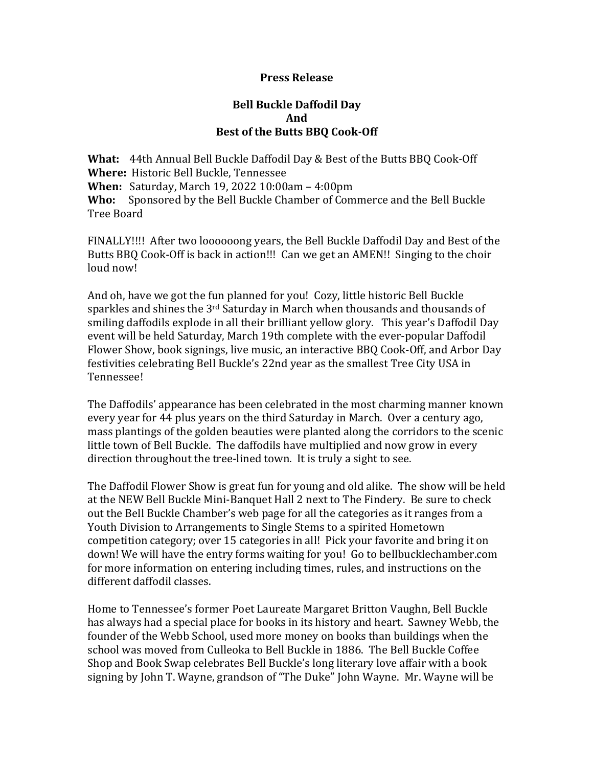**Press Release**

**Bell Buckle Daffodil Day**
**And**
**Best of the Butts BBQ Cook-Off**

**What:** 44th Annual Bell Buckle Daffodil Day & Best of the Butts BBQ Cook-Off
**Where:** Historic Bell Buckle, Tennessee
**When:** Saturday, March 19, 2022 10:00am – 4:00pm
**Who:** Sponsored by the Bell Buckle Chamber of Commerce and the Bell Buckle Tree Board

FINALLY!!!! After two loooooong years, the Bell Buckle Daffodil Day and Best of the Butts BBQ Cook-Off is back in action!!! Can we get an AMEN!! Singing to the choir loud now!

And oh, have we got the fun planned for you! Cozy, little historic Bell Buckle sparkles and shines the 3rd Saturday in March when thousands and thousands of smiling daffodils explode in all their brilliant yellow glory. This year's Daffodil Day event will be held Saturday, March 19th complete with the ever-popular Daffodil Flower Show, book signings, live music, an interactive BBQ Cook-Off, and Arbor Day festivities celebrating Bell Buckle's 22nd year as the smallest Tree City USA in Tennessee!

The Daffodils' appearance has been celebrated in the most charming manner known every year for 44 plus years on the third Saturday in March. Over a century ago, mass plantings of the golden beauties were planted along the corridors to the scenic little town of Bell Buckle. The daffodils have multiplied and now grow in every direction throughout the tree-lined town. It is truly a sight to see.

The Daffodil Flower Show is great fun for young and old alike. The show will be held at the NEW Bell Buckle Mini-Banquet Hall 2 next to The Findery. Be sure to check out the Bell Buckle Chamber's web page for all the categories as it ranges from a Youth Division to Arrangements to Single Stems to a spirited Hometown competition category; over 15 categories in all! Pick your favorite and bring it on down! We will have the entry forms waiting for you! Go to bellbucklechamber.com for more information on entering including times, rules, and instructions on the different daffodil classes.

Home to Tennessee's former Poet Laureate Margaret Britton Vaughn, Bell Buckle has always had a special place for books in its history and heart. Sawney Webb, the founder of the Webb School, used more money on books than buildings when the school was moved from Culleoka to Bell Buckle in 1886. The Bell Buckle Coffee Shop and Book Swap celebrates Bell Buckle's long literary love affair with a book signing by John T. Wayne, grandson of "The Duke" John Wayne. Mr. Wayne will be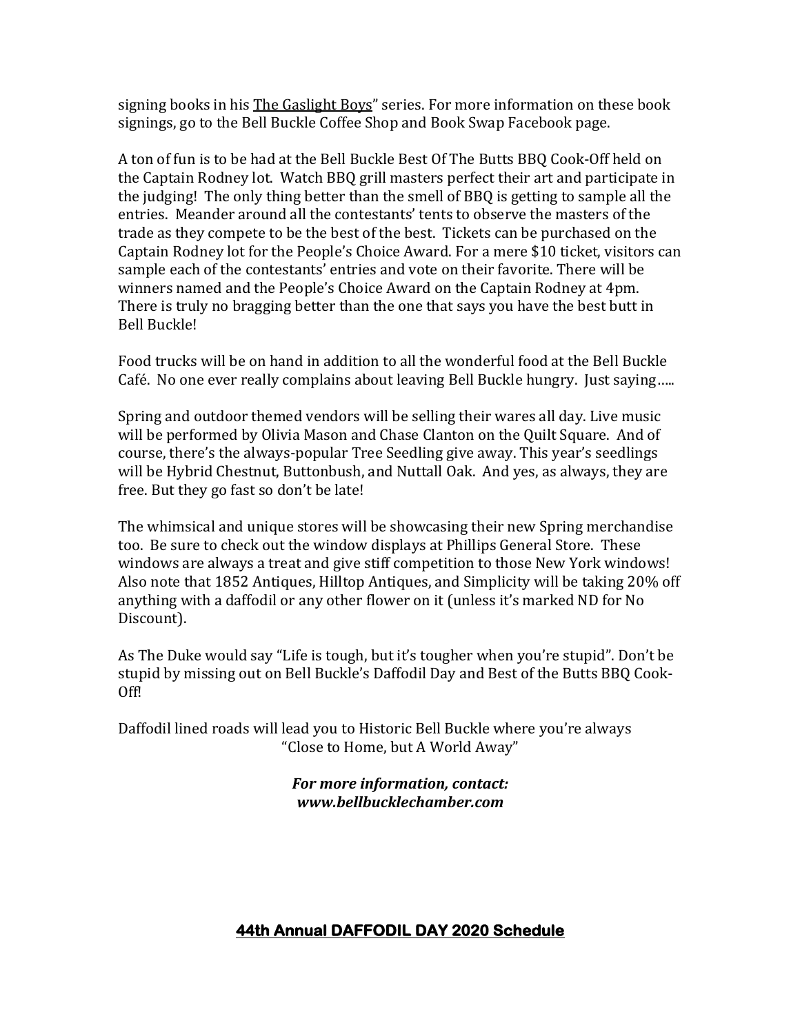signing books in his The Gaslight Boys" series. For more information on these book signings, go to the Bell Buckle Coffee Shop and Book Swap Facebook page.

A ton of fun is to be had at the Bell Buckle Best Of The Butts BBQ Cook-Off held on the Captain Rodney lot. Watch BBQ grill masters perfect their art and participate in the judging! The only thing better than the smell of BBQ is getting to sample all the entries. Meander around all the contestants' tents to observe the masters of the trade as they compete to be the best of the best. Tickets can be purchased on the Captain Rodney lot for the People's Choice Award. For a mere $10 ticket, visitors can sample each of the contestants' entries and vote on their favorite. There will be winners named and the People's Choice Award on the Captain Rodney at 4pm. There is truly no bragging better than the one that says you have the best butt in Bell Buckle!

Food trucks will be on hand in addition to all the wonderful food at the Bell Buckle Café. No one ever really complains about leaving Bell Buckle hungry. Just saying…..

Spring and outdoor themed vendors will be selling their wares all day. Live music will be performed by Olivia Mason and Chase Clanton on the Quilt Square. And of course, there's the always-popular Tree Seedling give away. This year's seedlings will be Hybrid Chestnut, Buttonbush, and Nuttall Oak. And yes, as always, they are free. But they go fast so don't be late!

The whimsical and unique stores will be showcasing their new Spring merchandise too. Be sure to check out the window displays at Phillips General Store. These windows are always a treat and give stiff competition to those New York windows! Also note that 1852 Antiques, Hilltop Antiques, and Simplicity will be taking 20% off anything with a daffodil or any other flower on it (unless it's marked ND for No Discount).

As The Duke would say "Life is tough, but it's tougher when you're stupid". Don't be stupid by missing out on Bell Buckle's Daffodil Day and Best of the Butts BBQ Cook-Off!

Daffodil lined roads will lead you to Historic Bell Buckle where you're always "Close to Home, but A World Away"

***For more information, contact:***
***www.bellbucklechamber.com***

## 44th Annual DAFFODIL DAY 2020 Schedule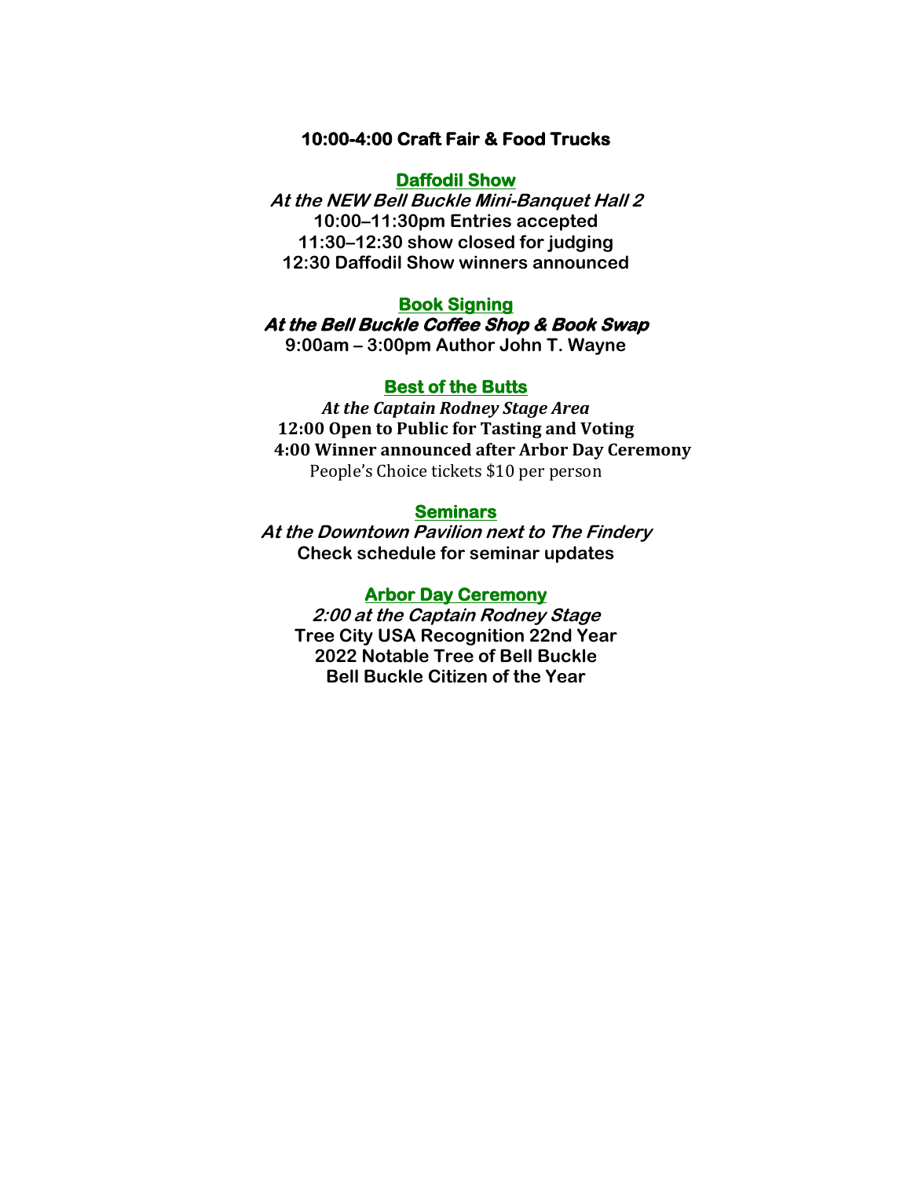**10:00-4:00 Craft Fair & Food Trucks**

## Daffodil Show

***At the NEW Bell Buckle Mini-Banquet Hall 2***

**10:00–11:30pm Entries accepted**

**11:30–12:30 show closed for judging**

**12:30 Daffodil Show winners announced**

## Book Signing

***At the Bell Buckle Coffee Shop & Book Swap***

**9:00am – 3:00pm Author John T. Wayne**

## Best of the Butts

***At the Captain Rodney Stage Area***

**12:00 Open to Public for Tasting and Voting**

**4:00 Winner announced after Arbor Day Ceremony**

People's Choice tickets $10 per person

## Seminars

***At the Downtown Pavilion next to The Findery***

**Check schedule for seminar updates**

## Arbor Day Ceremony

***2:00 at the Captain Rodney Stage***

**Tree City USA Recognition 22nd Year**

**2022 Notable Tree of Bell Buckle**

**Bell Buckle Citizen of the Year**